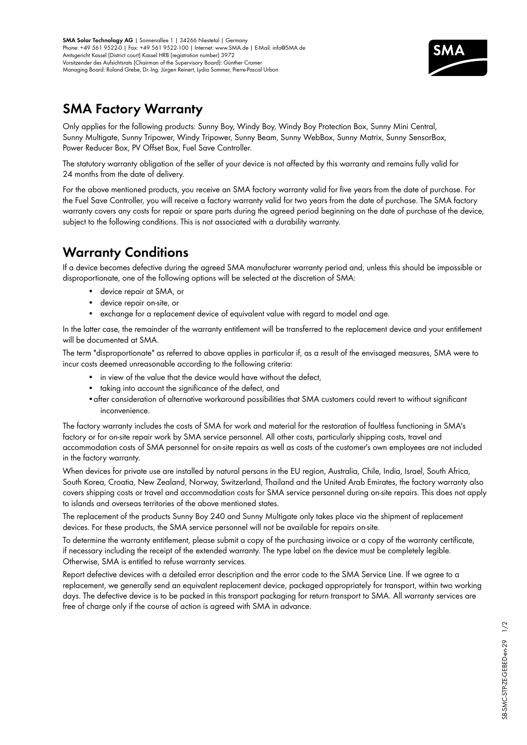**SMA Solar Technology AG** | Sonnenallee 1 | 34266 Niestetal | Germany
Phone: +49 561 9522-0 | Fax: +49 561 9522-100 | Internet: www.SMA.de | E-Mail: info@SMA.de
Amtsgericht Kassel (District court) Kassel HRB (registration number) 3972
Vorsitzender des Aufsichtsrats (Chairman of the Supervisory Board): Günther Cramer
Managing Board: Roland Grebe, Dr.-Ing. Jürgen Reinert, Lydia Sommer, Pierre-Pascal Urbon

# SMA Factory Warranty

Only applies for the following products: Sunny Boy, Windy Boy, Windy Boy Protection Box, Sunny Mini Central, Sunny Multigate, Sunny Tripower, Windy Tripower, Sunny Beam, Sunny WebBox, Sunny Matrix, Sunny SensorBox, Power Reducer Box, PV Offset Box, Fuel Save Controller.

The statutory warranty obligation of the seller of your device is not affected by this warranty and remains fully valid for 24 months from the date of delivery.

For the above mentioned products, you receive an SMA factory warranty valid for five years from the date of purchase. For the Fuel Save Controller, you will receive a factory warranty valid for two years from the date of purchase. The SMA factory warranty covers any costs for repair or spare parts during the agreed period beginning on the date of purchase of the device, subject to the following conditions. This is not associated with a durability warranty.

# Warranty Conditions

If a device becomes defective during the agreed SMA manufacturer warranty period and, unless this should be impossible or disproportionate, one of the following options will be selected at the discretion of SMA:

- device repair at SMA, or
- device repair on-site, or
- exchange for a replacement device of equivalent value with regard to model and age.

In the latter case, the remainder of the warranty entitlement will be transferred to the replacement device and your entitlement will be documented at SMA.

The term "disproportionate" as referred to above applies in particular if, as a result of the envisaged measures, SMA were to incur costs deemed unreasonable according to the following criteria:

- in view of the value that the device would have without the defect,
- taking into account the significance of the defect, and
- after consideration of alternative workaround possibilities that SMA customers could revert to without significant inconvenience.

The factory warranty includes the costs of SMA for work and material for the restoration of faultless functioning in SMA's factory or for on-site repair work by SMA service personnel. All other costs, particularly shipping costs, travel and accommodation costs of SMA personnel for on-site repairs as well as costs of the customer's own employees are not included in the factory warranty.

When devices for private use are installed by natural persons in the EU region, Australia, Chile, India, Israel, South Africa, South Korea, Croatia, New Zealand, Norway, Switzerland, Thailand and the United Arab Emirates, the factory warranty also covers shipping costs or travel and accommodation costs for SMA service personnel during on-site repairs. This does not apply to islands and overseas territories of the above mentioned states.

The replacement of the products Sunny Boy 240 and Sunny Multigate only takes place via the shipment of replacement devices. For these products, the SMA service personnel will not be available for repairs on-site.

To determine the warranty entitlement, please submit a copy of the purchasing invoice or a copy of the warranty certificate, if necessary including the receipt of the extended warranty. The type label on the device must be completely legible. Otherwise, SMA is entitled to refuse warranty services.

Report defective devices with a detailed error description and the error code to the SMA Service Line. If we agree to a replacement, we generally send an equivalent replacement device, packaged appropriately for transport, within two working days. The defective device is to be packed in this transport packaging for return transport to SMA. All warranty services are free of charge only if the course of action is agreed with SMA in advance.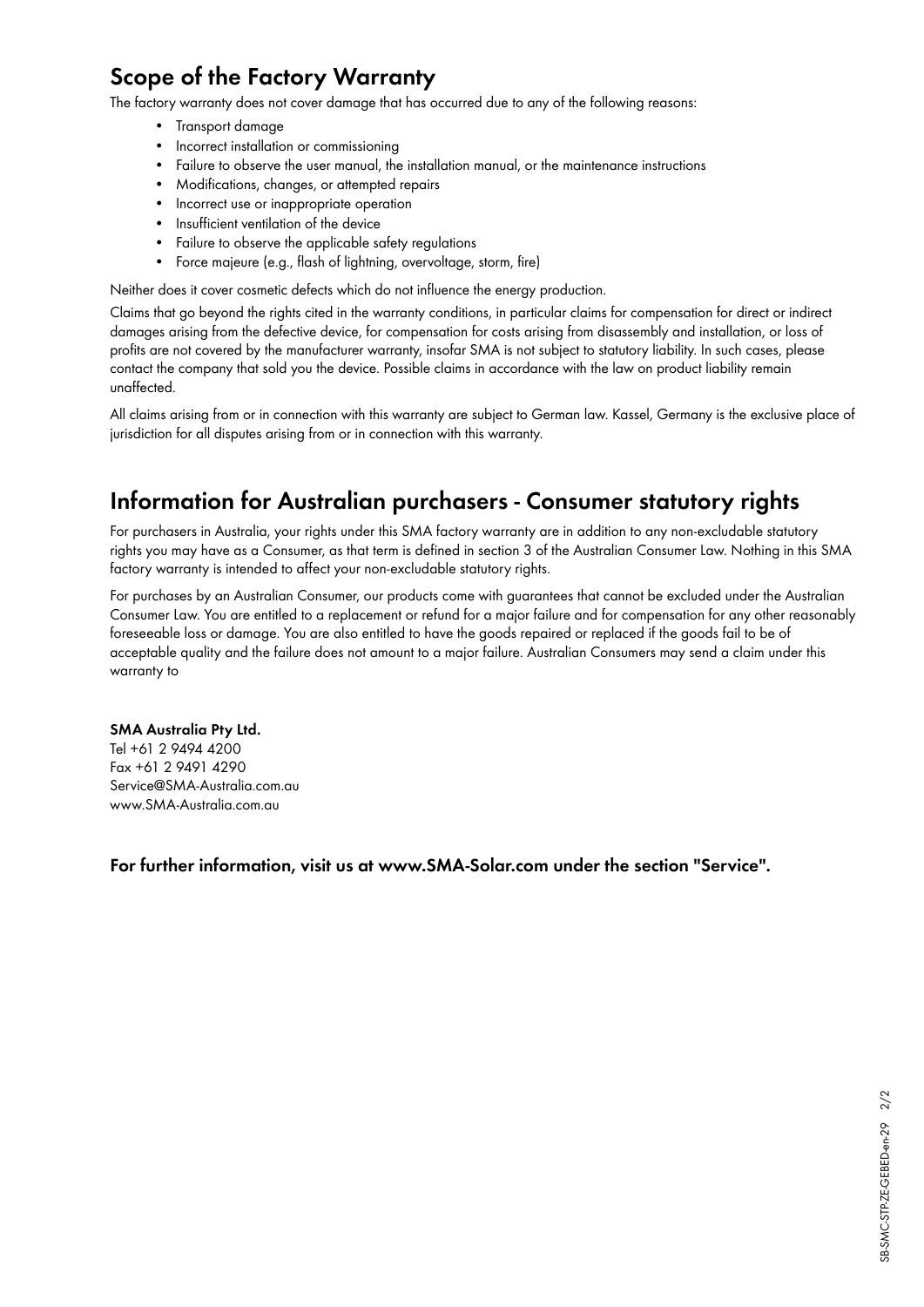## Scope of the Factory Warranty

The factory warranty does not cover damage that has occurred due to any of the following reasons:

- Transport damage
- Incorrect installation or commissioning
- Failure to observe the user manual, the installation manual, or the maintenance instructions
- Modifications, changes, or attempted repairs
- Incorrect use or inappropriate operation
- Insufficient ventilation of the device
- Failure to observe the applicable safety regulations
- Force majeure (e.g., flash of lightning, overvoltage, storm, fire)

Neither does it cover cosmetic defects which do not influence the energy production.

Claims that go beyond the rights cited in the warranty conditions, in particular claims for compensation for direct or indirect damages arising from the defective device, for compensation for costs arising from disassembly and installation, or loss of profits are not covered by the manufacturer warranty, insofar SMA is not subject to statutory liability. In such cases, please contact the company that sold you the device. Possible claims in accordance with the law on product liability remain unaffected.

All claims arising from or in connection with this warranty are subject to German law. Kassel, Germany is the exclusive place of jurisdiction for all disputes arising from or in connection with this warranty.

## Information for Australian purchasers - Consumer statutory rights

For purchasers in Australia, your rights under this SMA factory warranty are in addition to any non-excludable statutory rights you may have as a Consumer, as that term is defined in section 3 of the Australian Consumer Law. Nothing in this SMA factory warranty is intended to affect your non-excludable statutory rights.

For purchases by an Australian Consumer, our products come with guarantees that cannot be excluded under the Australian Consumer Law. You are entitled to a replacement or refund for a major failure and for compensation for any other reasonably foreseeable loss or damage. You are also entitled to have the goods repaired or replaced if the goods fail to be of acceptable quality and the failure does not amount to a major failure. Australian Consumers may send a claim under this warranty to

**SMA Australia Pty Ltd.**
Tel +61 2 9494 4200
Fax +61 2 9491 4290
Service@SMA-Australia.com.au
www.SMA-Australia.com.au

**For further information, visit us at www.SMA-Solar.com under the section "Service".**

SB-SMC-STP-ZE-GEBED-en-29